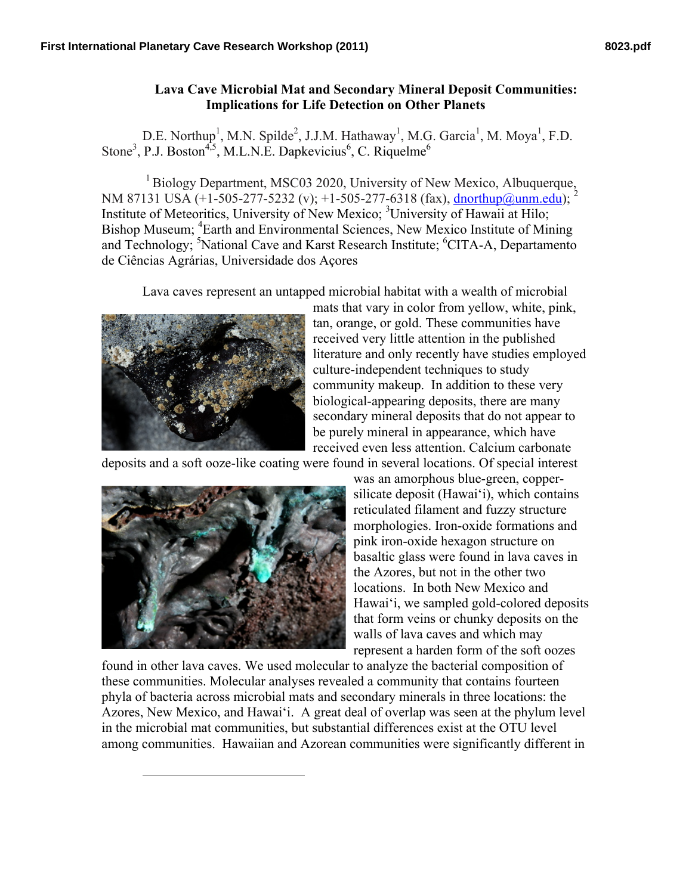# Lava Cave Microbial Mat and Secondary Mineral Deposit Communities: Implications for Life Detection on Other Planets

D.E. Northup[1], M.N. Spilde[2], J.J.M. Hathaway[1], M.G. Garcia[1], M. Moya[1], F.D. Stone[3], P.J. Boston[4,5], M.L.N.E. Dapkevicius[6], C. Riquelme[6]

[1] Biology Department, MSC03 2020, University of New Mexico, Albuquerque, NM 87131 USA (+1-505-277-5232 (v); +1-505-277-6318 (fax), dnorthup@unm.edu); [2] Institute of Meteoritics, University of New Mexico; [3]University of Hawaii at Hilo; Bishop Museum; [4]Earth and Environmental Sciences, New Mexico Institute of Mining and Technology; [5]National Cave and Karst Research Institute; [6]CITA-A, Departamento de Ciências Agrárias, Universidade dos Açores

Lava caves represent an untapped microbial habitat with a wealth of microbial mats that vary in color from yellow, white, pink, tan, orange, or gold. These communities have received very little attention in the published literature and only recently have studies employed culture-independent techniques to study community makeup. In addition to these very biological-appearing deposits, there are many secondary mineral deposits that do not appear to be purely mineral in appearance, which have received even less attention. Calcium carbonate deposits and a soft ooze-like coating were found in several locations. Of special interest was an amorphous blue-green, copper-silicate deposit (Hawai'i), which contains reticulated filament and fuzzy structure morphologies. Iron-oxide formations and pink iron-oxide hexagon structure on basaltic glass were found in lava caves in the Azores, but not in the other two locations. In both New Mexico and Hawai'i, we sampled gold-colored deposits that form veins or chunky deposits on the walls of lava caves and which may represent a harden form of the soft oozes found in other lava caves. We used molecular to analyze the bacterial composition of these communities. Molecular analyses revealed a community that contains fourteen phyla of bacteria across microbial mats and secondary minerals in three locations: the Azores, New Mexico, and Hawai'i. A great deal of overlap was seen at the phylum level in the microbial mat communities, but substantial differences exist at the OTU level among communities. Hawaiian and Azorean communities were significantly different in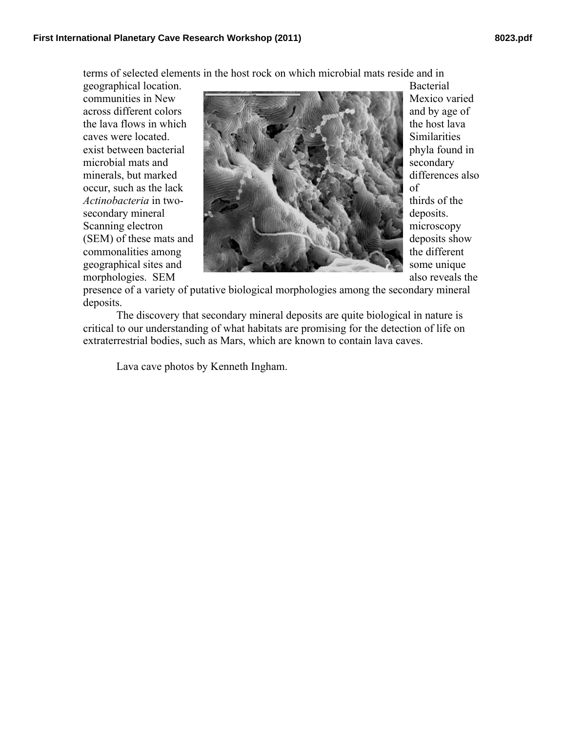terms of selected elements in the host rock on which microbial mats reside and in geographical location. Bacterial communities in New Mexico varied across different colors and by age of the lava flows in which the host lava caves were located. Similarities exist between bacterial phyla found in microbial mats and secondary minerals, but marked differences also occur, such as the lack of *Actinobacteria* in two-thirds of the secondary mineral deposits. Scanning electron microscopy (SEM) of these mats and deposits show commonalities among the different geographical sites and some unique morphologies. SEM also reveals the presence of a variety of putative biological morphologies among the secondary mineral deposits.

The discovery that secondary mineral deposits are quite biological in nature is critical to our understanding of what habitats are promising for the detection of life on extraterrestrial bodies, such as Mars, which are known to contain lava caves.

Lava cave photos by Kenneth Ingham.